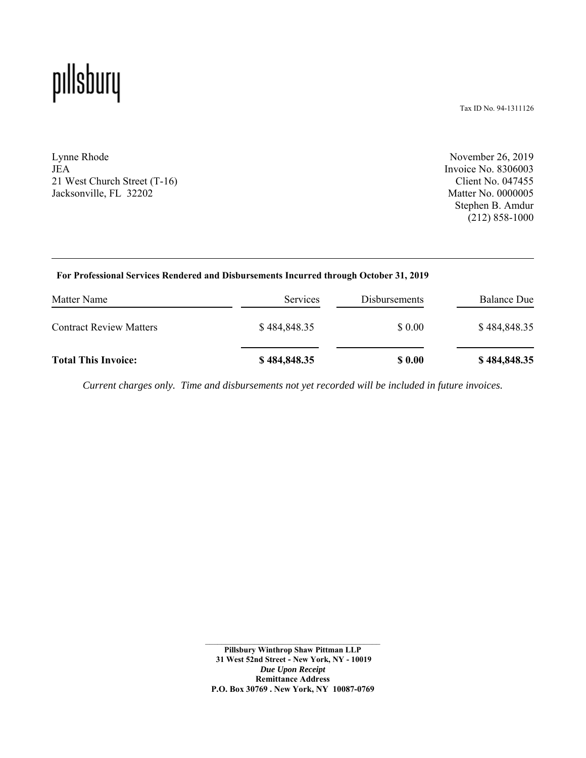pillsbury

Tax ID No. 94-1311126

Lynne Rhode
JEA
21 West Church Street (T-16)
Jacksonville, FL 32202

November 26, 2019
Invoice No. 8306003
Client No. 047455
Matter No. 0000005
Stephen B. Amdur
(212) 858-1000

**For Professional Services Rendered and Disbursements Incurred through October 31, 2019**

| Matter Name | Services | Disbursements | Balance Due |
|---|---|---|---|
| Contract Review Matters | $ 484,848.35 | $ 0.00 | $ 484,848.35 |
| **Total This Invoice:** | **$ 484,848.35** | **$ 0.00** | **$ 484,848.35** |

*Current charges only. Time and disbursements not yet recorded will be included in future invoices.*

**Pillsbury Winthrop Shaw Pittman LLP**
**31 West 52nd Street - New York, NY - 10019**
***Due Upon Receipt***
**Remittance Address**
**P.O. Box 30769 . New York, NY 10087-0769**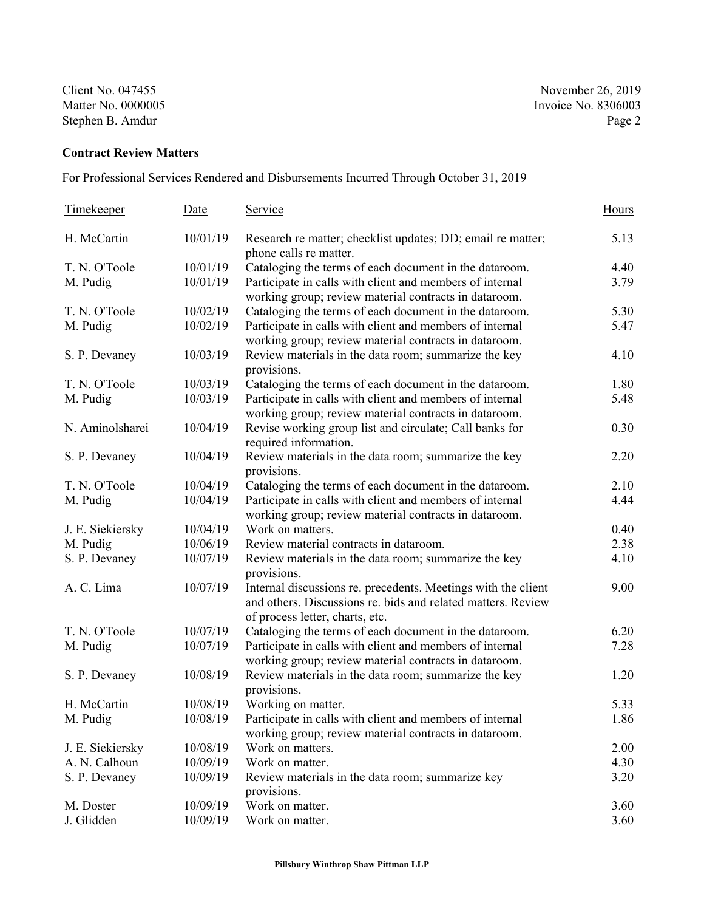Client No. 047455
Matter No. 0000005
Stephen B. Amdur

November 26, 2019
Invoice No. 8306003

**Contract Review Matters**

For Professional Services Rendered and Disbursements Incurred Through October 31, 2019

| Timekeeper | Date | Service | Hours |
|---|---|---|---|
| H. McCartin | 10/01/19 | Research re matter; checklist updates; DD; email re matter; phone calls re matter. | 5.13 |
| T. N. O'Toole | 10/01/19 | Cataloging the terms of each document in the dataroom. | 4.40 |
| M. Pudig | 10/01/19 | Participate in calls with client and members of internal working group; review material contracts in dataroom. | 3.79 |
| T. N. O'Toole | 10/02/19 | Cataloging the terms of each document in the dataroom. | 5.30 |
| M. Pudig | 10/02/19 | Participate in calls with client and members of internal working group; review material contracts in dataroom. | 5.47 |
| S. P. Devaney | 10/03/19 | Review materials in the data room; summarize the key provisions. | 4.10 |
| T. N. O'Toole | 10/03/19 | Cataloging the terms of each document in the dataroom. | 1.80 |
| M. Pudig | 10/03/19 | Participate in calls with client and members of internal working group; review material contracts in dataroom. | 5.48 |
| N. Aminolsharei | 10/04/19 | Revise working group list and circulate; Call banks for required information. | 0.30 |
| S. P. Devaney | 10/04/19 | Review materials in the data room; summarize the key provisions. | 2.20 |
| T. N. O'Toole | 10/04/19 | Cataloging the terms of each document in the dataroom. | 2.10 |
| M. Pudig | 10/04/19 | Participate in calls with client and members of internal working group; review material contracts in dataroom. | 4.44 |
| J. E. Siekiersky | 10/04/19 | Work on matters. | 0.40 |
| M. Pudig | 10/06/19 | Review material contracts in dataroom. | 2.38 |
| S. P. Devaney | 10/07/19 | Review materials in the data room; summarize the key provisions. | 4.10 |
| A. C. Lima | 10/07/19 | Internal discussions re. precedents. Meetings with the client and others. Discussions re. bids and related matters. Review of process letter, charts, etc. | 9.00 |
| T. N. O'Toole | 10/07/19 | Cataloging the terms of each document in the dataroom. | 6.20 |
| M. Pudig | 10/07/19 | Participate in calls with client and members of internal working group; review material contracts in dataroom. | 7.28 |
| S. P. Devaney | 10/08/19 | Review materials in the data room; summarize the key provisions. | 1.20 |
| H. McCartin | 10/08/19 | Working on matter. | 5.33 |
| M. Pudig | 10/08/19 | Participate in calls with client and members of internal working group; review material contracts in dataroom. | 1.86 |
| J. E. Siekiersky | 10/08/19 | Work on matters. | 2.00 |
| A. N. Calhoun | 10/09/19 | Work on matter. | 4.30 |
| S. P. Devaney | 10/09/19 | Review materials in the data room; summarize key provisions. | 3.20 |
| M. Doster | 10/09/19 | Work on matter. | 3.60 |
| J. Glidden | 10/09/19 | Work on matter. | 3.60 |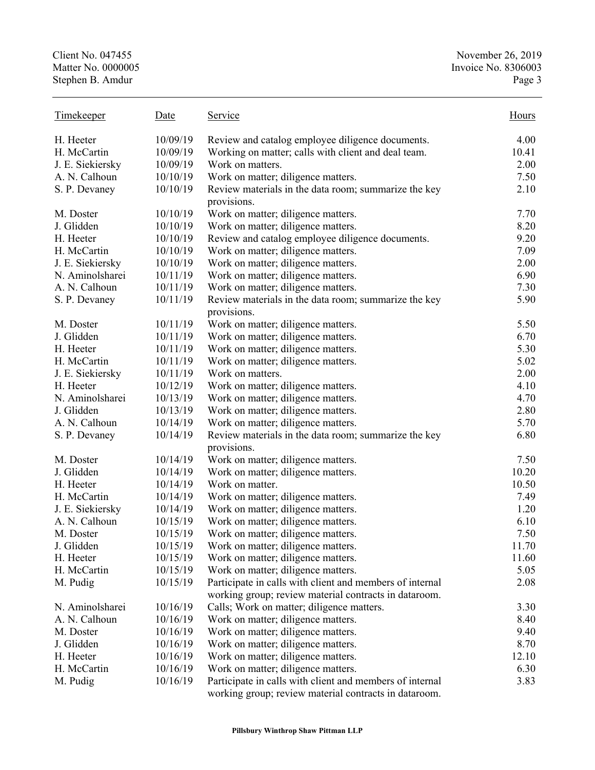| Timekeeper | Date | Service | Hours |
|---|---|---|---|
| H. Heeter | 10/09/19 | Review and catalog employee diligence documents. | 4.00 |
| H. McCartin | 10/09/19 | Working on matter; calls with client and deal team. | 10.41 |
| J. E. Siekiersky | 10/09/19 | Work on matters. | 2.00 |
| A. N. Calhoun | 10/10/19 | Work on matter; diligence matters. | 7.50 |
| S. P. Devaney | 10/10/19 | Review materials in the data room; summarize the key provisions. | 2.10 |
| M. Doster | 10/10/19 | Work on matter; diligence matters. | 7.70 |
| J. Glidden | 10/10/19 | Work on matter; diligence matters. | 8.20 |
| H. Heeter | 10/10/19 | Review and catalog employee diligence documents. | 9.20 |
| H. McCartin | 10/10/19 | Work on matter; diligence matters. | 7.09 |
| J. E. Siekiersky | 10/10/19 | Work on matter; diligence matters. | 2.00 |
| N. Aminolsharei | 10/11/19 | Work on matter; diligence matters. | 6.90 |
| A. N. Calhoun | 10/11/19 | Work on matter; diligence matters. | 7.30 |
| S. P. Devaney | 10/11/19 | Review materials in the data room; summarize the key provisions. | 5.90 |
| M. Doster | 10/11/19 | Work on matter; diligence matters. | 5.50 |
| J. Glidden | 10/11/19 | Work on matter; diligence matters. | 6.70 |
| H. Heeter | 10/11/19 | Work on matter; diligence matters. | 5.30 |
| H. McCartin | 10/11/19 | Work on matter; diligence matters. | 5.02 |
| J. E. Siekiersky | 10/11/19 | Work on matters. | 2.00 |
| H. Heeter | 10/12/19 | Work on matter; diligence matters. | 4.10 |
| N. Aminolsharei | 10/13/19 | Work on matter; diligence matters. | 4.70 |
| J. Glidden | 10/13/19 | Work on matter; diligence matters. | 2.80 |
| A. N. Calhoun | 10/14/19 | Work on matter; diligence matters. | 5.70 |
| S. P. Devaney | 10/14/19 | Review materials in the data room; summarize the key provisions. | 6.80 |
| M. Doster | 10/14/19 | Work on matter; diligence matters. | 7.50 |
| J. Glidden | 10/14/19 | Work on matter; diligence matters. | 10.20 |
| H. Heeter | 10/14/19 | Work on matter. | 10.50 |
| H. McCartin | 10/14/19 | Work on matter; diligence matters. | 7.49 |
| J. E. Siekiersky | 10/14/19 | Work on matter; diligence matters. | 1.20 |
| A. N. Calhoun | 10/15/19 | Work on matter; diligence matters. | 6.10 |
| M. Doster | 10/15/19 | Work on matter; diligence matters. | 7.50 |
| J. Glidden | 10/15/19 | Work on matter; diligence matters. | 11.70 |
| H. Heeter | 10/15/19 | Work on matter; diligence matters. | 11.60 |
| H. McCartin | 10/15/19 | Work on matter; diligence matters. | 5.05 |
| M. Pudig | 10/15/19 | Participate in calls with client and members of internal working group; review material contracts in dataroom. | 2.08 |
| N. Aminolsharei | 10/16/19 | Calls; Work on matter; diligence matters. | 3.30 |
| A. N. Calhoun | 10/16/19 | Work on matter; diligence matters. | 8.40 |
| M. Doster | 10/16/19 | Work on matter; diligence matters. | 9.40 |
| J. Glidden | 10/16/19 | Work on matter; diligence matters. | 8.70 |
| H. Heeter | 10/16/19 | Work on matter; diligence matters. | 12.10 |
| H. McCartin | 10/16/19 | Work on matter; diligence matters. | 6.30 |
| M. Pudig | 10/16/19 | Participate in calls with client and members of internal working group; review material contracts in dataroom. | 3.83 |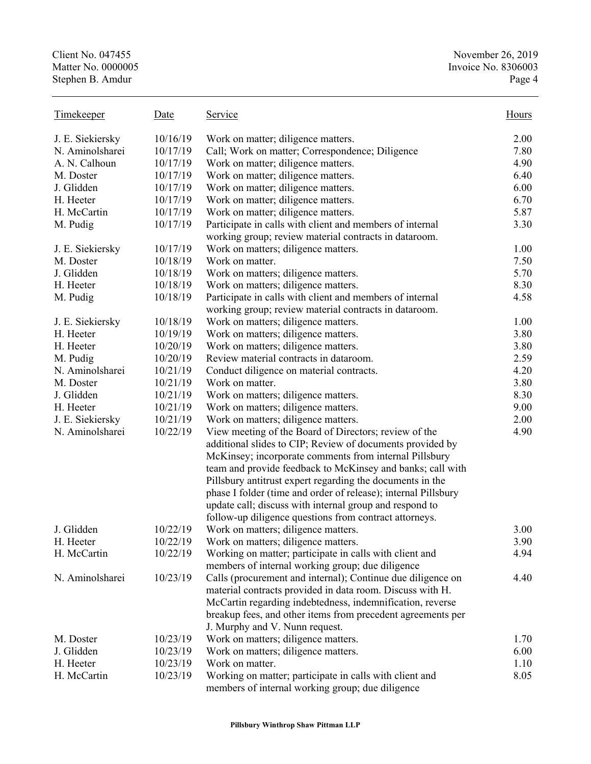| Timekeeper | Date | Service | Hours |
|---|---|---|---|
| J. E. Siekiersky | 10/16/19 | Work on matter; diligence matters. | 2.00 |
| N. Aminolsharei | 10/17/19 | Call; Work on matter; Correspondence; Diligence | 7.80 |
| A. N. Calhoun | 10/17/19 | Work on matter; diligence matters. | 4.90 |
| M. Doster | 10/17/19 | Work on matter; diligence matters. | 6.40 |
| J. Glidden | 10/17/19 | Work on matter; diligence matters. | 6.00 |
| H. Heeter | 10/17/19 | Work on matter; diligence matters. | 6.70 |
| H. McCartin | 10/17/19 | Work on matter; diligence matters. | 5.87 |
| M. Pudig | 10/17/19 | Participate in calls with client and members of internal working group; review material contracts in dataroom. | 3.30 |
| J. E. Siekiersky | 10/17/19 | Work on matters; diligence matters. | 1.00 |
| M. Doster | 10/18/19 | Work on matter. | 7.50 |
| J. Glidden | 10/18/19 | Work on matters; diligence matters. | 5.70 |
| H. Heeter | 10/18/19 | Work on matters; diligence matters. | 8.30 |
| M. Pudig | 10/18/19 | Participate in calls with client and members of internal working group; review material contracts in dataroom. | 4.58 |
| J. E. Siekiersky | 10/18/19 | Work on matters; diligence matters. | 1.00 |
| H. Heeter | 10/19/19 | Work on matters; diligence matters. | 3.80 |
| H. Heeter | 10/20/19 | Work on matters; diligence matters. | 3.80 |
| M. Pudig | 10/20/19 | Review material contracts in dataroom. | 2.59 |
| N. Aminolsharei | 10/21/19 | Conduct diligence on material contracts. | 4.20 |
| M. Doster | 10/21/19 | Work on matter. | 3.80 |
| J. Glidden | 10/21/19 | Work on matters; diligence matters. | 8.30 |
| H. Heeter | 10/21/19 | Work on matters; diligence matters. | 9.00 |
| J. E. Siekiersky | 10/21/19 | Work on matters; diligence matters. | 2.00 |
| N. Aminolsharei | 10/22/19 | View meeting of the Board of Directors; review of the additional slides to CIP; Review of documents provided by McKinsey; incorporate comments from internal Pillsbury team and provide feedback to McKinsey and banks; call with Pillsbury antitrust expert regarding the documents in the phase I folder (time and order of release); internal Pillsbury update call; discuss with internal group and respond to follow-up diligence questions from contract attorneys. | 4.90 |
| J. Glidden | 10/22/19 | Work on matters; diligence matters. | 3.00 |
| H. Heeter | 10/22/19 | Work on matters; diligence matters. | 3.90 |
| H. McCartin | 10/22/19 | Working on matter; participate in calls with client and members of internal working group; due diligence | 4.94 |
| N. Aminolsharei | 10/23/19 | Calls (procurement and internal); Continue due diligence on material contracts provided in data room. Discuss with H. McCartin regarding indebtedness, indemnification, reverse breakup fees, and other items from precedent agreements per J. Murphy and V. Nunn request. | 4.40 |
| M. Doster | 10/23/19 | Work on matters; diligence matters. | 1.70 |
| J. Glidden | 10/23/19 | Work on matters; diligence matters. | 6.00 |
| H. Heeter | 10/23/19 | Work on matter. | 1.10 |
| H. McCartin | 10/23/19 | Working on matter; participate in calls with client and members of internal working group; due diligence | 8.05 |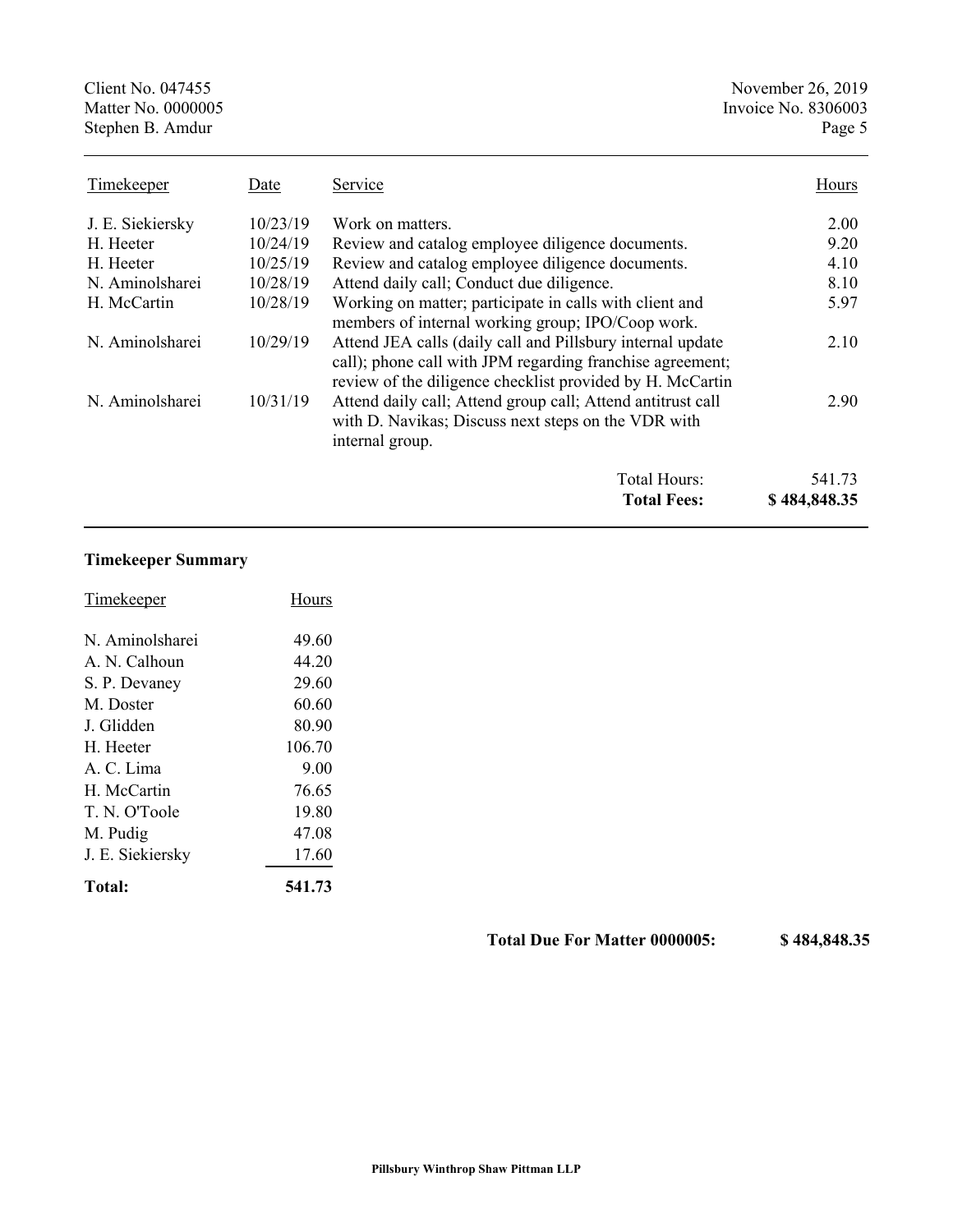| Timekeeper | Date | Service | Hours |
|---|---|---|---|
| J. E. Siekiersky | 10/23/19 | Work on matters. | 2.00 |
| H. Heeter | 10/24/19 | Review and catalog employee diligence documents. | 9.20 |
| H. Heeter | 10/25/19 | Review and catalog employee diligence documents. | 4.10 |
| N. Aminolsharei | 10/28/19 | Attend daily call; Conduct due diligence. | 8.10 |
| H. McCartin | 10/28/19 | Working on matter; participate in calls with client and members of internal working group; IPO/Coop work. | 5.97 |
| N. Aminolsharei | 10/29/19 | Attend JEA calls (daily call and Pillsbury internal update call); phone call with JPM regarding franchise agreement; review of the diligence checklist provided by H. McCartin | 2.10 |
| N. Aminolsharei | 10/31/19 | Attend daily call; Attend group call; Attend antitrust call with D. Navikas; Discuss next steps on the VDR with internal group. | 2.90 |
| | | Total Hours: | 541.73 |
| | | **Total Fees:** | **$ 484,848.35** |

**Timekeeper Summary**

| Timekeeper | Hours |
|---|---|
| N. Aminolsharei | 49.60 |
| A. N. Calhoun | 44.20 |
| S. P. Devaney | 29.60 |
| M. Doster | 60.60 |
| J. Glidden | 80.90 |
| H. Heeter | 106.70 |
| A. C. Lima | 9.00 |
| H. McCartin | 76.65 |
| T. N. O'Toole | 19.80 |
| M. Pudig | 47.08 |
| J. E. Siekiersky | 17.60 |
| **Total:** | **541.73** |

**Total Due For Matter 0000005: $ 484,848.35**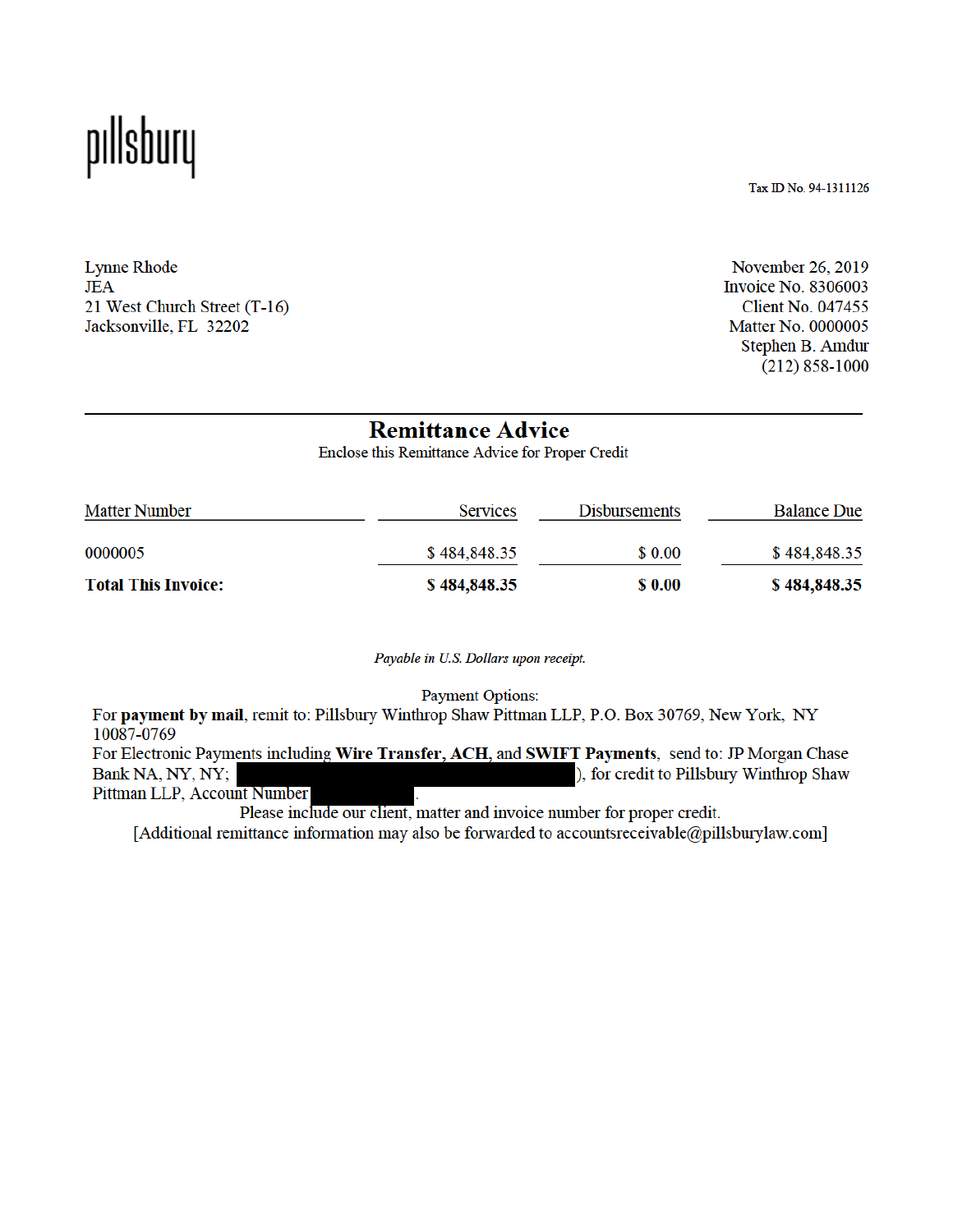pillsbury

Tax ID No. 94-1311126

Lynne Rhode
JEA
21 West Church Street (T-16)
Jacksonville, FL 32202

November 26, 2019
Invoice No. 8306003
Client No. 047455
Matter No. 0000005
Stephen B. Amdur
(212) 858-1000

# Remittance Advice

Enclose this Remittance Advice for Proper Credit

| Matter Number | Services | Disbursements | Balance Due |
|---|---|---|---|
| 0000005 | $ 484,848.35 | $ 0.00 | $ 484,848.35 |
| **Total This Invoice:** | **$ 484,848.35** | **$ 0.00** | **$ 484,848.35** |

*Payable in U.S. Dollars upon receipt.*

Payment Options:

For **payment by mail**, remit to: Pillsbury Winthrop Shaw Pittman LLP, P.O. Box 30769, New York, NY 10087-0769

For Electronic Payments including **Wire Transfer, ACH**, and **SWIFT Payments**, send to: JP Morgan Chase Bank NA, NY, NY; [REDACTED]), for credit to Pillsbury Winthrop Shaw Pittman LLP, Account Number [REDACTED].

Please include our client, matter and invoice number for proper credit.

[Additional remittance information may also be forwarded to accountsreceivable@pillsburylaw.com]